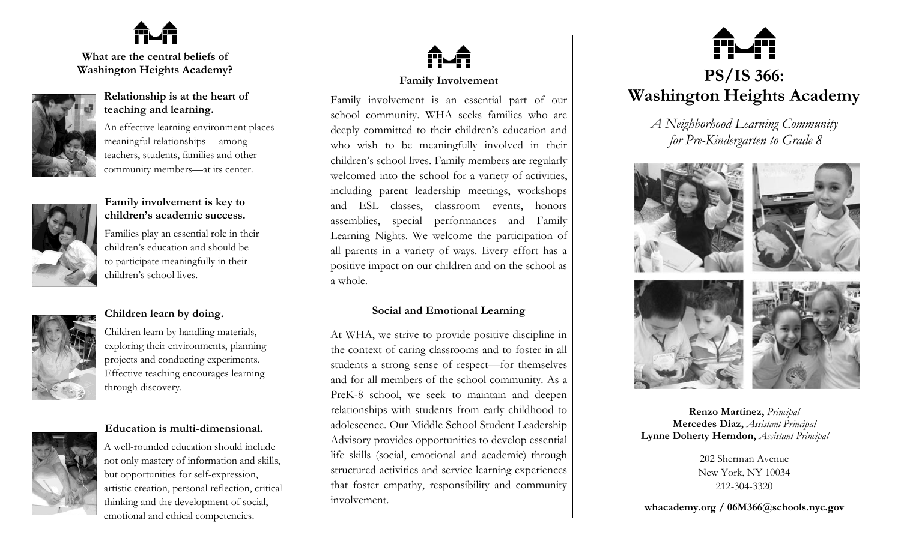## What are the central beliefs of Washington Heights Academy?

### Relationship is at the heart of teaching and learning.

An effective learning environment places meaningful relationships— among teachers, students, families and other community members—at its center.

### Family involvement is key to children's academic success.

Families play an essential role in their children's education and should be to participate meaningfully in their children's school lives.

### Children learn by doing.

Children learn by handling materials, exploring their environments, planning projects and conducting experiments. Effective teaching encourages learning through discovery.

### Education is multi-dimensional.

A well-rounded education should include not only mastery of information and skills, but opportunities for self-expression, artistic creation, personal reflection, critical thinking and the development of social, emotional and ethical competencies.

### Family Involvement

Family involvement is an essential part of our school community. WHA seeks families who are deeply committed to their children's education and who wish to be meaningfully involved in their children's school lives. Family members are regularly welcomed into the school for a variety of activities, including parent leadership meetings, workshops and ESL classes, classroom events, honors assemblies, special performances and Family Learning Nights. We welcome the participation of all parents in a variety of ways. Every effort has a positive impact on our children and on the school as a whole.

### Social and Emotional Learning

At WHA, we strive to provide positive discipline in the context of caring classrooms and to foster in all students a strong sense of respect—for themselves and for all members of the school community. As a PreK-8 school, we seek to maintain and deepen relationships with students from early childhood to adolescence. Our Middle School Student Leadership Advisory provides opportunities to develop essential life skills (social, emotional and academic) through structured activities and service learning experiences that foster empathy, responsibility and community involvement.

# PS/IS 366: Washington Heights Academy

*A Neighborhood Learning Community for Pre-Kindergarten to Grade 8*

**Renzo Martinez,** *Principal*
**Mercedes Diaz,** *Assistant Principal*
**Lynne Doherty Herndon,** *Assistant Principal*

202 Sherman Avenue
New York, NY 10034
212-304-3320

**whacademy.org / 06M366@schools.nyc.gov**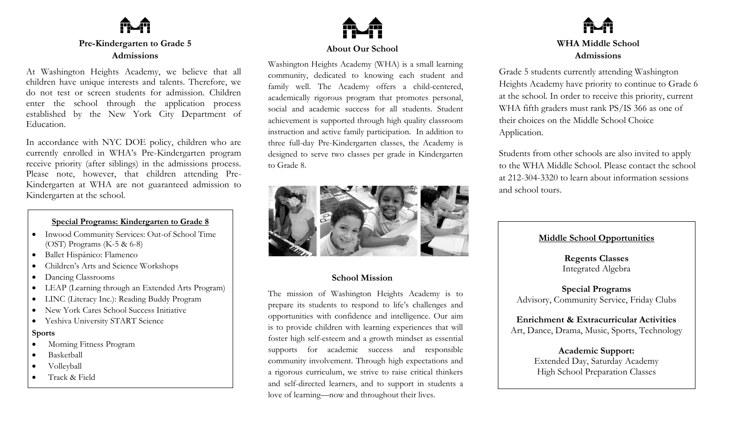## Pre-Kindergarten to Grade 5 Admissions

At Washington Heights Academy, we believe that all children have unique interests and talents. Therefore, we do not test or screen students for admission. Children enter the school through the application process established by the New York City Department of Education.

In accordance with NYC DOE policy, children who are currently enrolled in WHA's Pre-Kindergarten program receive priority (after siblings) in the admissions process. Please note, however, that children attending Pre-Kindergarten at WHA are not guaranteed admission to Kindergarten at the school.

**Special Programs: Kindergarten to Grade 8**

- Inwood Community Services: Out-of School Time (OST) Programs (K-5 & 6-8)
- Ballet Hispánico: Flamenco
- Children's Arts and Science Workshops
- Dancing Classrooms
- LEAP (Learning through an Extended Arts Program)
- LINC (Literacy Inc.): Reading Buddy Program
- New York Cares School Success Initiative
- Yeshiva University START Science

**Sports**

- Morning Fitness Program
- Basketball
- Volleyball
- Track & Field

## About Our School

Washington Heights Academy (WHA) is a small learning community, dedicated to knowing each student and family well. The Academy offers a child-centered, academically rigorous program that promotes personal, social and academic success for all students. Student achievement is supported through high quality classroom instruction and active family participation. In addition to three full-day Pre-Kindergarten classes, the Academy is designed to serve two classes per grade in Kindergarten to Grade 8.

## School Mission

The mission of Washington Heights Academy is to prepare its students to respond to life's challenges and opportunities with confidence and intelligence. Our aim is to provide children with learning experiences that will foster high self-esteem and a growth mindset as essential supports for academic success and responsible community involvement. Through high expectations and a rigorous curriculum, we strive to raise critical thinkers and self-directed learners, and to support in students a love of learning—now and throughout their lives.

## WHA Middle School Admissions

Grade 5 students currently attending Washington Heights Academy have priority to continue to Grade 6 at the school. In order to receive this priority, current WHA fifth graders must rank PS/IS 366 as one of their choices on the Middle School Choice Application.

Students from other schools are also invited to apply to the WHA Middle School. Please contact the school at 212-304-3320 to learn about information sessions and school tours.

**Middle School Opportunities**

**Regents Classes**
Integrated Algebra

**Special Programs**
Advisory, Community Service, Friday Clubs

**Enrichment & Extracurricular Activities**
Art, Dance, Drama, Music, Sports, Technology

**Academic Support:**
Extended Day, Saturday Academy
High School Preparation Classes